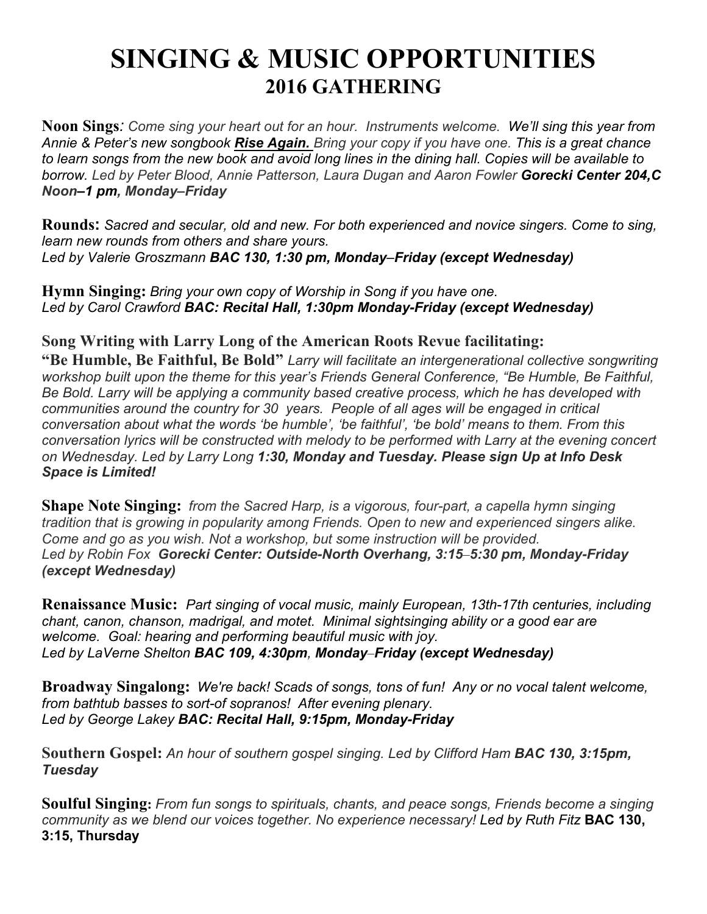# SINGING & MUSIC OPPORTUNITIES
## 2016 GATHERING

**Noon Sings***: Come sing your heart out for an hour. Instruments welcome. We'll sing this year from Annie & Peter's new songbook **Rise Again.** Bring your copy if you have one. This is a great chance to learn songs from the new book and avoid long lines in the dining hall. Copies will be available to borrow. Led by Peter Blood, Annie Patterson, Laura Dugan and Aaron Fowler* ***Gorecki Center 204,C Noon–1 pm, Monday–Friday***

**Rounds:** *Sacred and secular, old and new. For both experienced and novice singers. Come to sing, learn new rounds from others and share yours.*
*Led by Valerie Groszmann* ***BAC 130, 1:30 pm, Monday–Friday (except Wednesday)***

**Hymn Singing:** *Bring your own copy of Worship in Song if you have one.*
*Led by Carol Crawford* ***BAC: Recital Hall, 1:30pm Monday-Friday (except Wednesday)***

**Song Writing with Larry Long of the American Roots Revue facilitating:**
**"Be Humble, Be Faithful, Be Bold"** *Larry will facilitate an intergenerational collective songwriting workshop built upon the theme for this year's Friends General Conference, "Be Humble, Be Faithful, Be Bold. Larry will be applying a community based creative process, which he has developed with communities around the country for 30 years. People of all ages will be engaged in critical conversation about what the words 'be humble', 'be faithful', 'be bold' means to them. From this conversation lyrics will be constructed with melody to be performed with Larry at the evening concert on Wednesday. Led by Larry Long* ***1:30, Monday and Tuesday. Please sign Up at Info Desk Space is Limited!***

**Shape Note Singing:** *from the Sacred Harp, is a vigorous, four-part, a capella hymn singing tradition that is growing in popularity among Friends. Open to new and experienced singers alike. Come and go as you wish. Not a workshop, but some instruction will be provided.*
*Led by Robin Fox* ***Gorecki Center: Outside-North Overhang, 3:15–5:30 pm, Monday-Friday (except Wednesday)***

**Renaissance Music:** *Part singing of vocal music, mainly European, 13th-17th centuries, including chant, canon, chanson, madrigal, and motet. Minimal sightsinging ability or a good ear are welcome. Goal: hearing and performing beautiful music with joy.*
*Led by LaVerne Shelton* ***BAC 109, 4:30pm, Monday–Friday (except Wednesday)***

**Broadway Singalong:** *We're back! Scads of songs, tons of fun! Any or no vocal talent welcome, from bathtub basses to sort-of sopranos! After evening plenary.*
*Led by George Lakey* ***BAC: Recital Hall, 9:15pm, Monday-Friday***

**Southern Gospel:** *An hour of southern gospel singing. Led by Clifford Ham* ***BAC 130, 3:15pm, Tuesday***

**Soulful Singing:** *From fun songs to spirituals, chants, and peace songs, Friends become a singing community as we blend our voices together. No experience necessary! Led by Ruth Fitz* **BAC 130, 3:15, Thursday**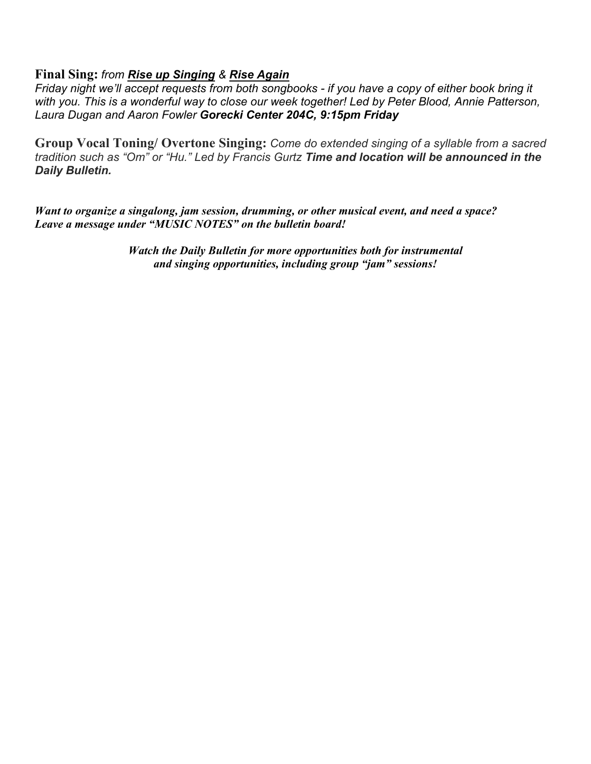**Final Sing:** *from **Rise up Singing** & **Rise Again***
*Friday night we'll accept requests from both songbooks - if you have a copy of either book bring it with you. This is a wonderful way to close our week together! Led by Peter Blood, Annie Patterson, Laura Dugan and Aaron Fowler **Gorecki Center 204C, 9:15pm Friday***

**Group Vocal Toning/ Overtone Singing:** *Come do extended singing of a syllable from a sacred tradition such as "Om" or "Hu." Led by Francis Gurtz **Time and location will be announced in the Daily Bulletin.***

***Want to organize a singalong, jam session, drumming, or other musical event, and need a space? Leave a message under "MUSIC NOTES" on the bulletin board!***

***Watch the Daily Bulletin for more opportunities both for instrumental and singing opportunities, including group "jam" sessions!***